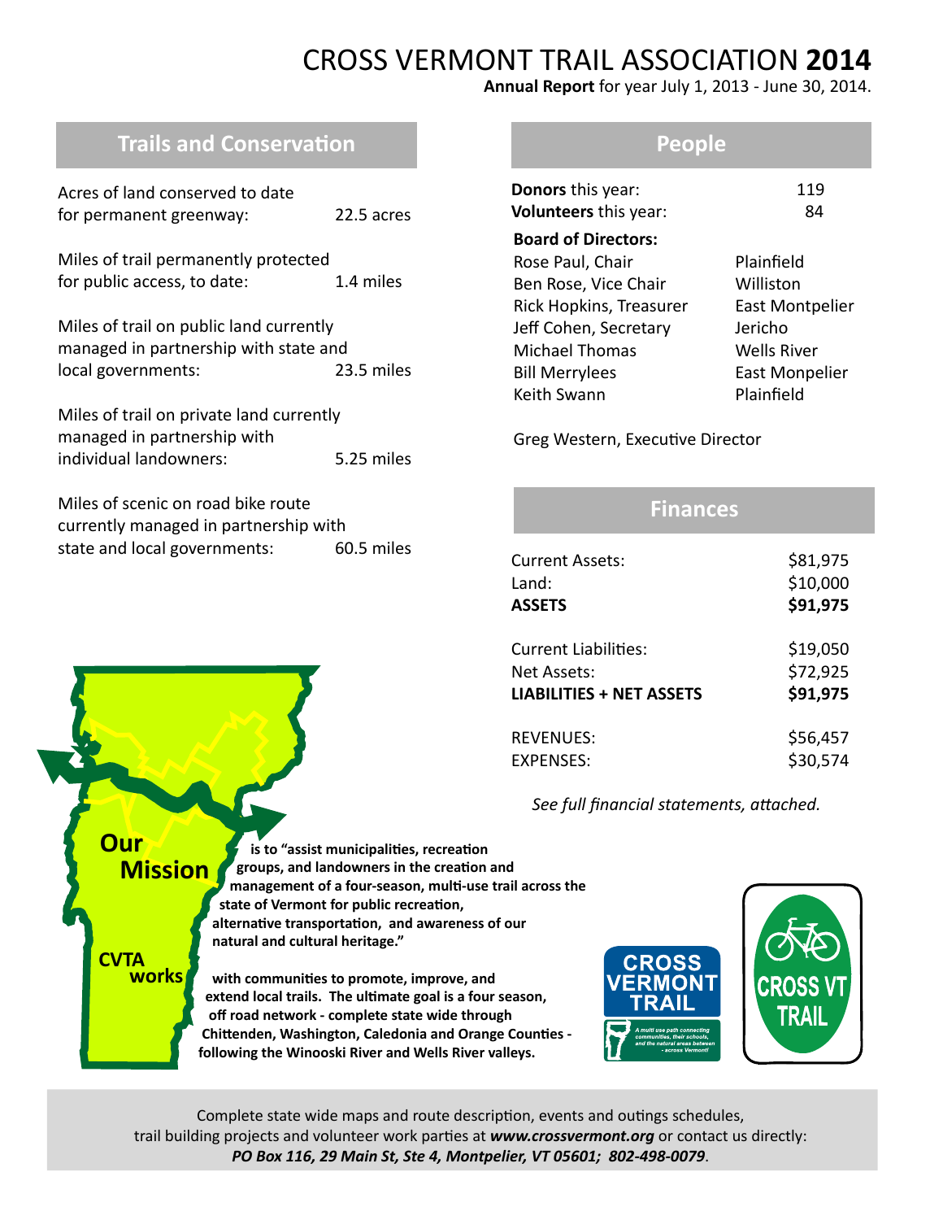# CROSS VERMONT TRAIL ASSOCIATION **2014**

**Annual Report** for year July 1, 2013 - June 30, 2014.

## Trails and Conservation

| | |
|---|---|
| Acres of land conserved to date for permanent greenway: | 22.5 acres |
| Miles of trail permanently protected for public access, to date: | 1.4 miles |
| Miles of trail on public land currently managed in partnership with state and local governments: | 23.5 miles |
| Miles of trail on private land currently managed in partnership with individual landowners: | 5.25 miles |
| Miles of scenic on road bike route currently managed in partnership with state and local governments: | 60.5 miles |

## People

| | |
|---|---|
| **Donors** this year: | 119 |
| **Volunteers** this year: | 84 |

**Board of Directors:**

| | |
|---|---|
| Rose Paul, Chair | Plainfield |
| Ben Rose, Vice Chair | Williston |
| Rick Hopkins, Treasurer | East Montpelier |
| Jeff Cohen, Secretary | Jericho |
| Michael Thomas | Wells River |
| Bill Merrylees | East Monpelier |
| Keith Swann | Plainfield |

Greg Western, Executive Director

## Finances

| | |
|---|---|
| Current Assets: | $81,975 |
| Land: | $10,000 |
| **ASSETS** | **$91,975** |
| Current Liabilities: | $19,050 |
| Net Assets: | $72,925 |
| **LIABILITIES + NET ASSETS** | **$91,975** |
| REVENUES: | $56,457 |
| EXPENSES: | $30,574 |

*See full financial statements, attached.*

**Our Mission** is to "assist municipalities, recreation groups, and landowners in the creation and management of a four-season, multi-use trail across the state of Vermont for public recreation, alternative transportation, and awareness of our natural and cultural heritage."

**CVTA works** with communities to promote, improve, and extend local trails. The ultimate goal is a four season, off road network - complete state wide through Chittenden, Washington, Caledonia and Orange Counties - following the Winooski River and Wells River valleys.

CROSS VERMONT TRAIL — A multi use path connecting communities, their schools, and the natural areas between - across Vermont!

CROSS VT TRAIL

Complete state wide maps and route description, events and outings schedules, trail building projects and volunteer work parties at ***www.crossvermont.org*** or contact us directly: ***PO Box 116, 29 Main St, Ste 4, Montpelier, VT 05601; 802-498-0079***.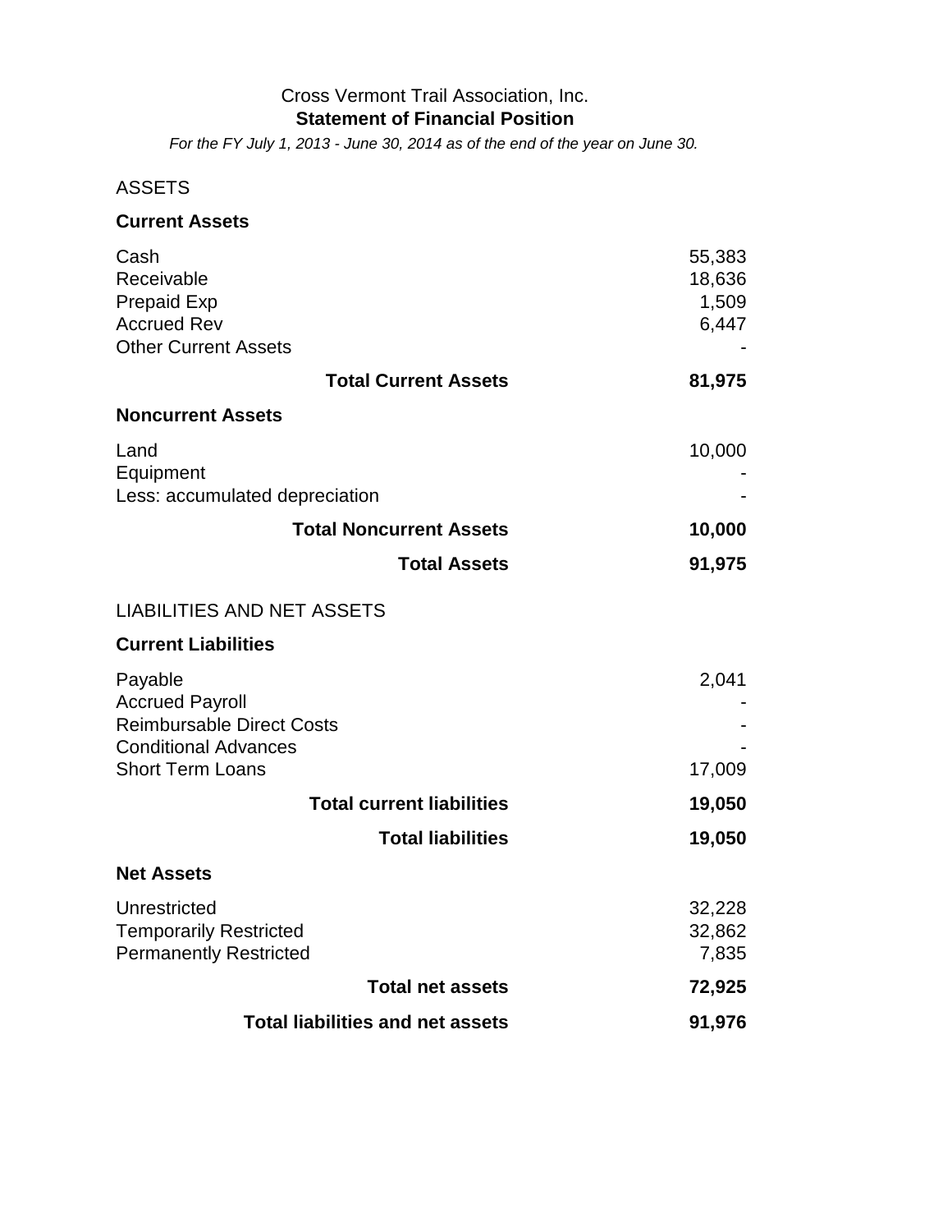Cross Vermont Trail Association, Inc.

**Statement of Financial Position**

*For the FY July 1, 2013 - June 30, 2014 as of the end of the year on June 30.*

ASSETS

| | |
|---|---:|
| **Current Assets** | |
| Cash | 55,383 |
| Receivable | 18,636 |
| Prepaid Exp | 1,509 |
| Accrued Rev | 6,447 |
| Other Current Assets | - |
| **Total Current Assets** | **81,975** |
| **Noncurrent Assets** | |
| Land | 10,000 |
| Equipment | - |
| Less: accumulated depreciation | - |
| **Total Noncurrent Assets** | **10,000** |
| **Total Assets** | **91,975** |

LIABILITIES AND NET ASSETS

| | |
|---|---:|
| **Current Liabilities** | |
| Payable | 2,041 |
| Accrued Payroll | - |
| Reimbursable Direct Costs | - |
| Conditional Advances | - |
| Short Term Loans | 17,009 |
| **Total current liabilities** | **19,050** |
| **Total liabilities** | **19,050** |
| **Net Assets** | |
| Unrestricted | 32,228 |
| Temporarily Restricted | 32,862 |
| Permanently Restricted | 7,835 |
| **Total net assets** | **72,925** |
| **Total liabilities and net assets** | **91,976** |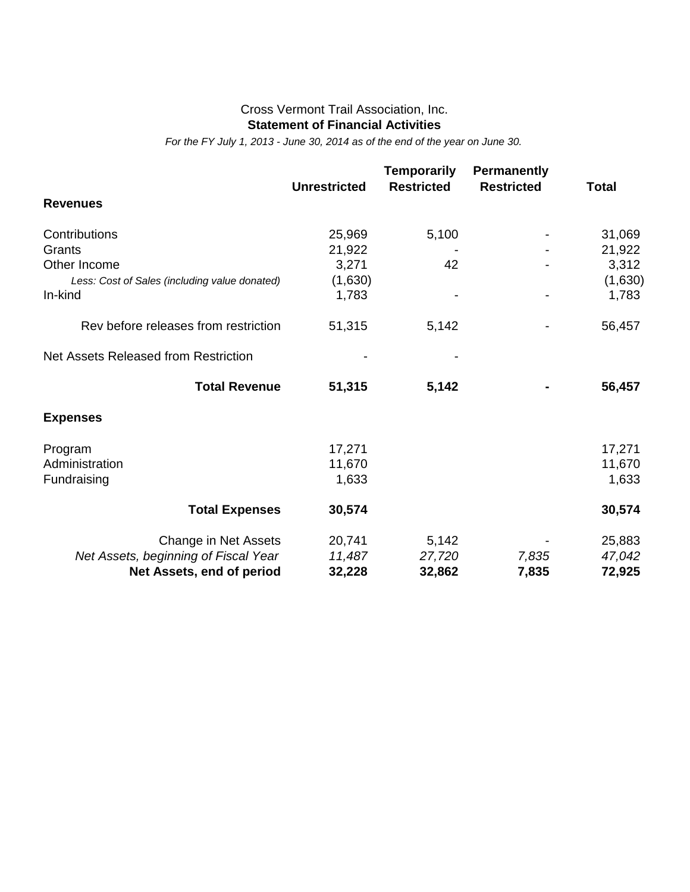Cross Vermont Trail Association, Inc.

**Statement of Financial Activities**

*For the FY July 1, 2013 - June 30, 2014 as of the end of the year on June 30.*

| | **Unrestricted** | **Temporarily Restricted** | **Permanently Restricted** | **Total** |
|---|---|---|---|---|
| **Revenues** | | | | |
| Contributions | 25,969 | 5,100 | - | 31,069 |
| Grants | 21,922 | - | - | 21,922 |
| Other Income | 3,271 | 42 | - | 3,312 |
| *Less: Cost of Sales (including value donated)* | (1,630) | | | (1,630) |
| In-kind | 1,783 | - | - | 1,783 |
| Rev before releases from restriction | 51,315 | 5,142 | - | 56,457 |
| Net Assets Released from Restriction | - | - | | |
| **Total Revenue** | **51,315** | **5,142** | **-** | **56,457** |
| **Expenses** | | | | |
| Program | 17,271 | | | 17,271 |
| Administration | 11,670 | | | 11,670 |
| Fundraising | 1,633 | | | 1,633 |
| **Total Expenses** | **30,574** | | | **30,574** |
| Change in Net Assets | 20,741 | 5,142 | - | 25,883 |
| *Net Assets, beginning of Fiscal Year* | *11,487* | *27,720* | *7,835* | *47,042* |
| **Net Assets, end of period** | **32,228** | **32,862** | **7,835** | **72,925** |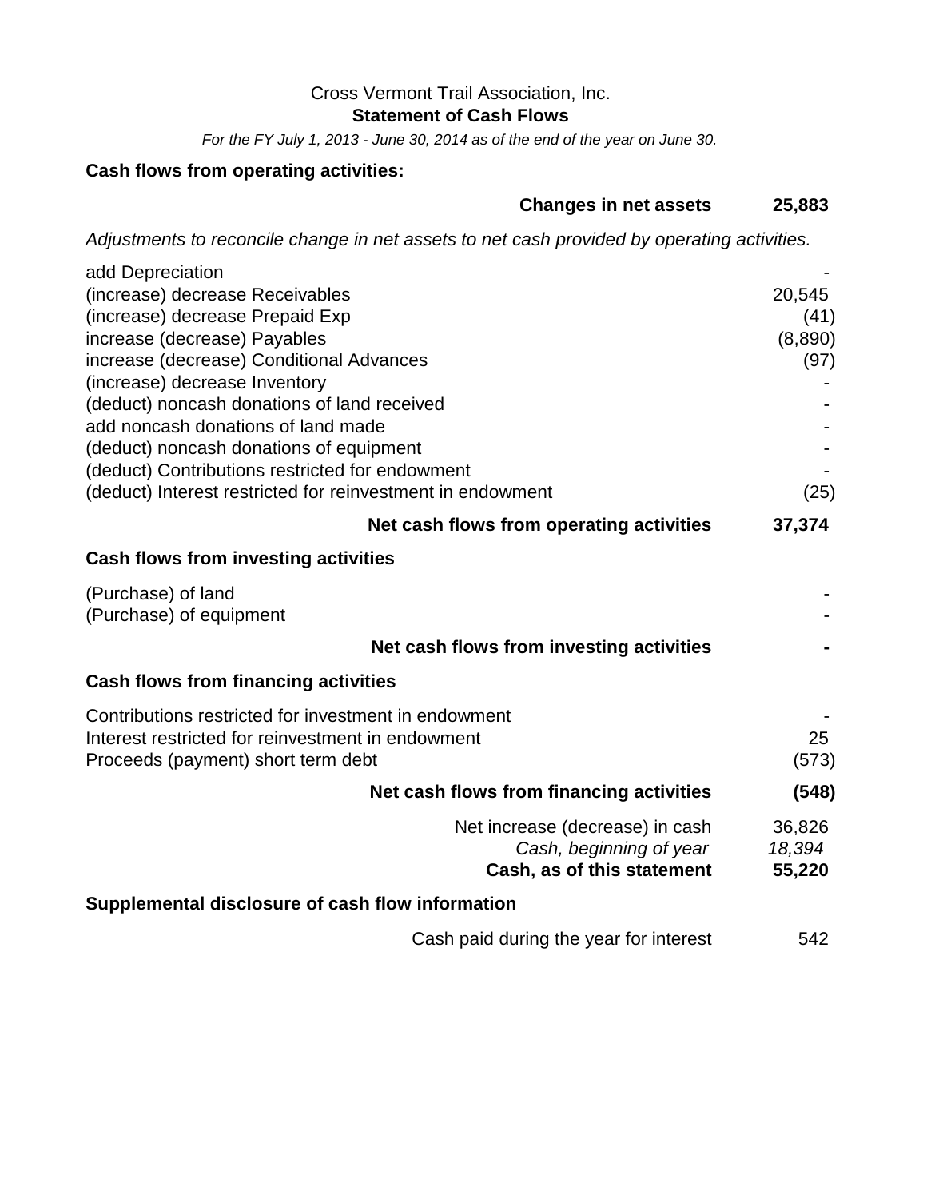Cross Vermont Trail Association, Inc.

**Statement of Cash Flows**

*For the FY July 1, 2013 - June 30, 2014 as of the end of the year on June 30.*

**Cash flows from operating activities:**

| | |
|---|---|
| **Changes in net assets** | **25,883** |
| *Adjustments to reconcile change in net assets to net cash provided by operating activities.* | |
| add Depreciation | - |
| (increase) decrease Receivables | 20,545 |
| (increase) decrease Prepaid Exp | (41) |
| increase (decrease) Payables | (8,890) |
| increase (decrease) Conditional Advances | (97) |
| (increase) decrease Inventory | - |
| (deduct) noncash donations of land received | - |
| add noncash donations of land made | - |
| (deduct) noncash donations of equipment | - |
| (deduct) Contributions restricted for endowment | - |
| (deduct) Interest restricted for reinvestment in endowment | (25) |
| **Net cash flows from operating activities** | **37,374** |
| **Cash flows from investing activities** | |
| (Purchase) of land | - |
| (Purchase) of equipment | - |
| **Net cash flows from investing activities** | **-** |
| **Cash flows from financing activities** | |
| Contributions restricted for investment in endowment | - |
| Interest restricted for reinvestment in endowment | 25 |
| Proceeds (payment) short term debt | (573) |
| **Net cash flows from financing activities** | **(548)** |
| Net increase (decrease) in cash | 36,826 |
| *Cash, beginning of year* | *18,394* |
| **Cash, as of this statement** | **55,220** |

**Supplemental disclosure of cash flow information**

| | |
|---|---|
| Cash paid during the year for interest | 542 |